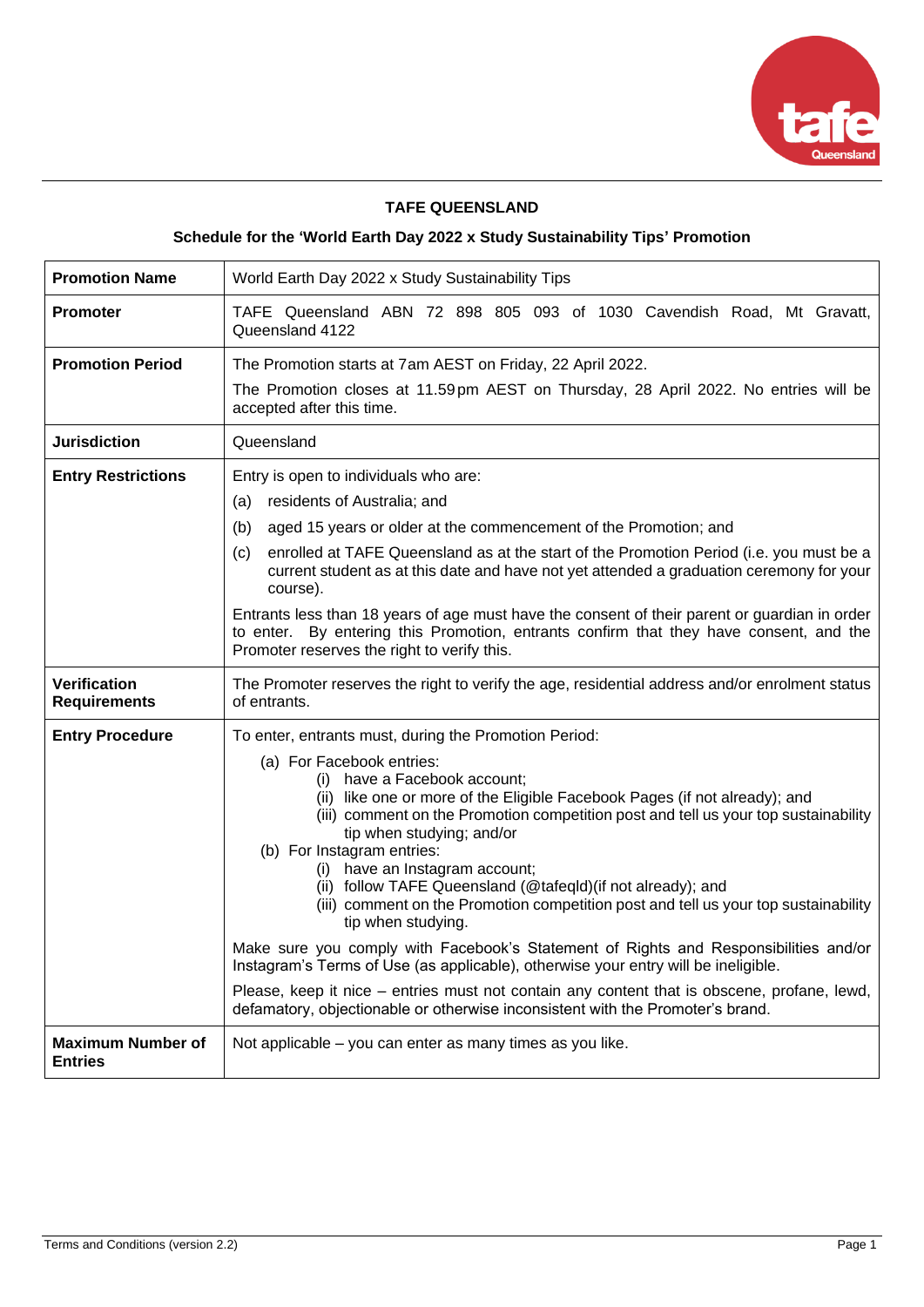# TAFE QUEENSLAND

## Schedule for the 'World Earth Day 2022 x Study Sustainability Tips' Promotion

| **Promotion Name** | World Earth Day 2022 x Study Sustainability Tips |
|---|---|
| **Promoter** | TAFE Queensland ABN 72 898 805 093 of 1030 Cavendish Road, Mt Gravatt, Queensland 4122 |
| **Promotion Period** | The Promotion starts at 7am AEST on Friday, 22 April 2022.<br><br>The Promotion closes at 11.59pm AEST on Thursday, 28 April 2022. No entries will be accepted after this time. |
| **Jurisdiction** | Queensland |
| **Entry Restrictions** | Entry is open to individuals who are:<br>(a) residents of Australia; and<br>(b) aged 15 years or older at the commencement of the Promotion; and<br>(c) enrolled at TAFE Queensland as at the start of the Promotion Period (i.e. you must be a current student as at this date and have not yet attended a graduation ceremony for your course).<br><br>Entrants less than 18 years of age must have the consent of their parent or guardian in order to enter. By entering this Promotion, entrants confirm that they have consent, and the Promoter reserves the right to verify this. |
| **Verification Requirements** | The Promoter reserves the right to verify the age, residential address and/or enrolment status of entrants. |
| **Entry Procedure** | To enter, entrants must, during the Promotion Period:<br>(a) For Facebook entries:<br>(i) have a Facebook account;<br>(ii) like one or more of the Eligible Facebook Pages (if not already); and<br>(iii) comment on the Promotion competition post and tell us your top sustainability tip when studying; and/or<br>(b) For Instagram entries:<br>(i) have an Instagram account;<br>(ii) follow TAFE Queensland (@tafeqld)(if not already); and<br>(iii) comment on the Promotion competition post and tell us your top sustainability tip when studying.<br><br>Make sure you comply with Facebook's Statement of Rights and Responsibilities and/or Instagram's Terms of Use (as applicable), otherwise your entry will be ineligible.<br><br>Please, keep it nice – entries must not contain any content that is obscene, profane, lewd, defamatory, objectionable or otherwise inconsistent with the Promoter's brand. |
| **Maximum Number of Entries** | Not applicable – you can enter as many times as you like. |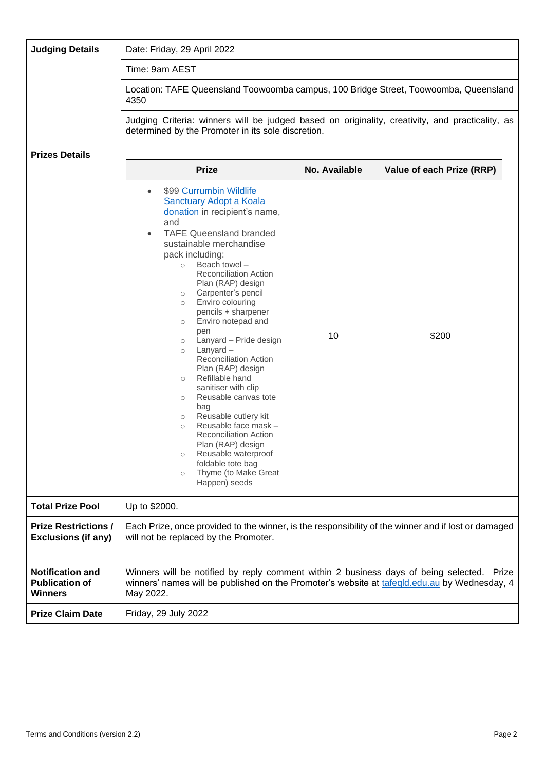| | |
|---|---|
| **Judging Details** | Date: Friday, 29 April 2022 |
| | Time: 9am AEST |
| | Location: TAFE Queensland Toowoomba campus, 100 Bridge Street, Toowoomba, Queensland 4350 |
| | Judging Criteria: winners will be judged based on originality, creativity, and practicality, as determined by the Promoter in its sole discretion. |
| **Prizes Details** | See prize table below |
| **Total Prize Pool** | Up to $2000. |
| **Prize Restrictions / Exclusions (if any)** | Each Prize, once provided to the winner, is the responsibility of the winner and if lost or damaged will not be replaced by the Promoter. |
| **Notification and Publication of Winners** | Winners will be notified by reply comment within 2 business days of being selected. Prize winners' names will be published on the Promoter's website at tafeqld.edu.au by Wednesday, 4 May 2022. |
| **Prize Claim Date** | Friday, 29 July 2022 |

**Prizes Details**

| Prize | No. Available | Value of each Prize (RRP) |
|---|---|---|
| • $99 Currumbin Wildlife Sanctuary Adopt a Koala donation in recipient's name, and<br>• TAFE Queensland branded sustainable merchandise pack including:<br>  ○ Beach towel – Reconciliation Action Plan (RAP) design<br>  ○ Carpenter's pencil<br>  ○ Enviro colouring pencils + sharpener<br>  ○ Enviro notepad and pen<br>  ○ Lanyard – Pride design<br>  ○ Lanyard – Reconciliation Action Plan (RAP) design<br>  ○ Refillable hand sanitiser with clip<br>  ○ Reusable canvas tote bag<br>  ○ Reusable cutlery kit<br>  ○ Reusable face mask – Reconciliation Action Plan (RAP) design<br>  ○ Reusable waterproof foldable tote bag<br>  ○ Thyme (to Make Great Happen) seeds | 10 | $200 |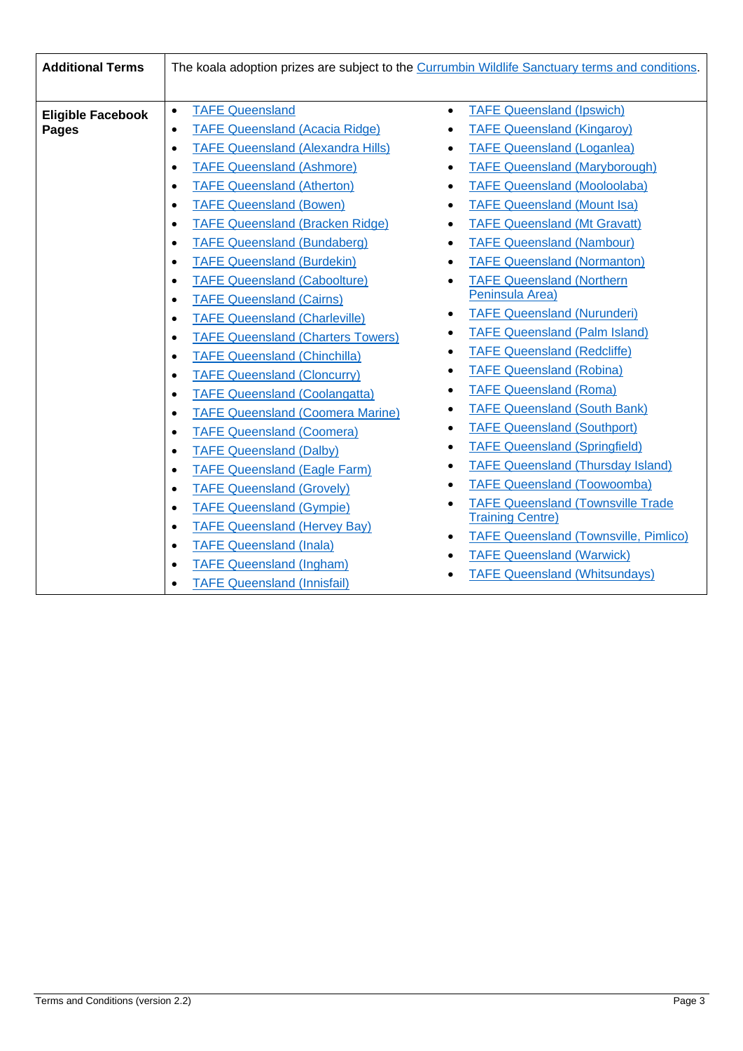| | |
|---|---|
| **Additional Terms** | The koala adoption prizes are subject to the Currumbin Wildlife Sanctuary terms and conditions. |
| **Eligible Facebook Pages** | • TAFE Queensland<br>• TAFE Queensland (Acacia Ridge)<br>• TAFE Queensland (Alexandra Hills)<br>• TAFE Queensland (Ashmore)<br>• TAFE Queensland (Atherton)<br>• TAFE Queensland (Bowen)<br>• TAFE Queensland (Bracken Ridge)<br>• TAFE Queensland (Bundaberg)<br>• TAFE Queensland (Burdekin)<br>• TAFE Queensland (Caboolture)<br>• TAFE Queensland (Cairns)<br>• TAFE Queensland (Charleville)<br>• TAFE Queensland (Charters Towers)<br>• TAFE Queensland (Chinchilla)<br>• TAFE Queensland (Cloncurry)<br>• TAFE Queensland (Coolangatta)<br>• TAFE Queensland (Coomera Marine)<br>• TAFE Queensland (Coomera)<br>• TAFE Queensland (Dalby)<br>• TAFE Queensland (Eagle Farm)<br>• TAFE Queensland (Grovely)<br>• TAFE Queensland (Gympie)<br>• TAFE Queensland (Hervey Bay)<br>• TAFE Queensland (Inala)<br>• TAFE Queensland (Ingham)<br>• TAFE Queensland (Innisfail)<br>• TAFE Queensland (Ipswich)<br>• TAFE Queensland (Kingaroy)<br>• TAFE Queensland (Loganlea)<br>• TAFE Queensland (Maryborough)<br>• TAFE Queensland (Mooloolaba)<br>• TAFE Queensland (Mount Isa)<br>• TAFE Queensland (Mt Gravatt)<br>• TAFE Queensland (Nambour)<br>• TAFE Queensland (Normanton)<br>• TAFE Queensland (Northern Peninsula Area)<br>• TAFE Queensland (Nurunderi)<br>• TAFE Queensland (Palm Island)<br>• TAFE Queensland (Redcliffe)<br>• TAFE Queensland (Robina)<br>• TAFE Queensland (Roma)<br>• TAFE Queensland (South Bank)<br>• TAFE Queensland (Southport)<br>• TAFE Queensland (Springfield)<br>• TAFE Queensland (Thursday Island)<br>• TAFE Queensland (Toowoomba)<br>• TAFE Queensland (Townsville Trade Training Centre)<br>• TAFE Queensland (Townsville, Pimlico)<br>• TAFE Queensland (Warwick)<br>• TAFE Queensland (Whitsundays) |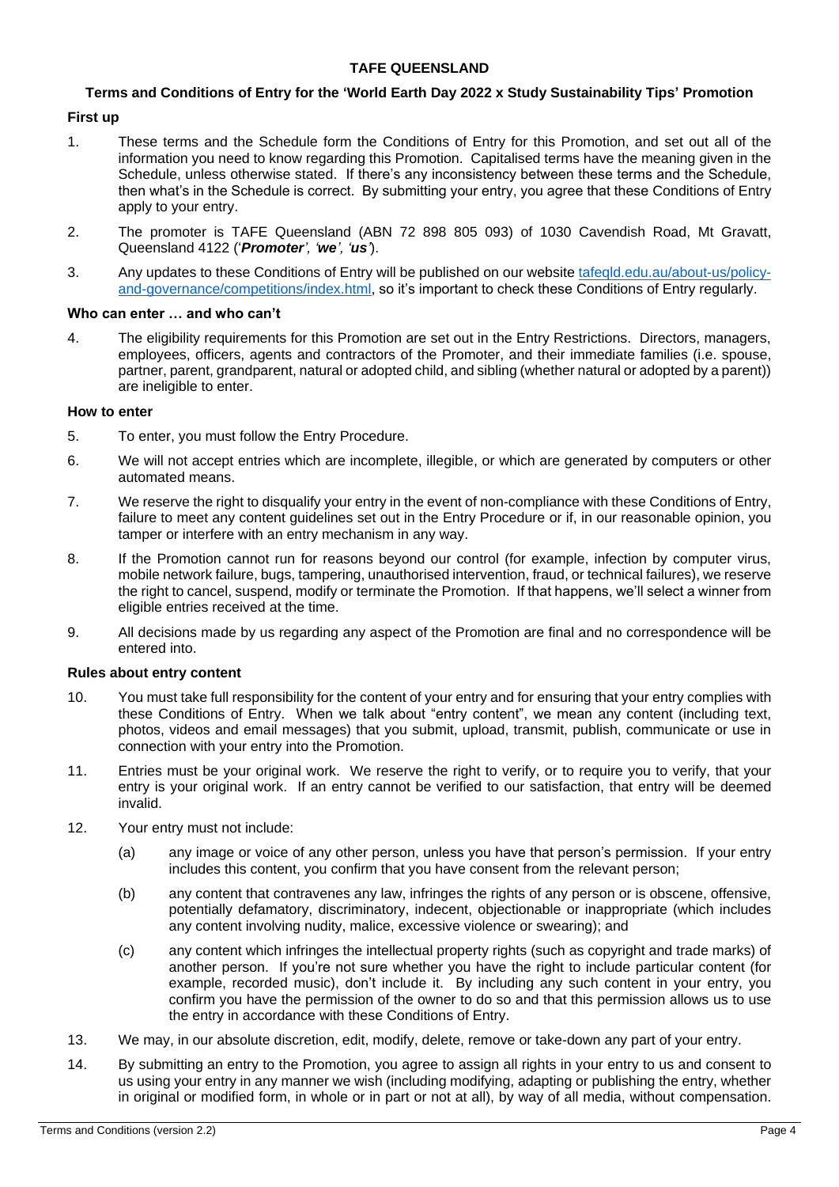**TAFE QUEENSLAND**

**Terms and Conditions of Entry for the 'World Earth Day 2022 x Study Sustainability Tips' Promotion**

**First up**

1. These terms and the Schedule form the Conditions of Entry for this Promotion, and set out all of the information you need to know regarding this Promotion. Capitalised terms have the meaning given in the Schedule, unless otherwise stated. If there's any inconsistency between these terms and the Schedule, then what's in the Schedule is correct. By submitting your entry, you agree that these Conditions of Entry apply to your entry.

2. The promoter is TAFE Queensland (ABN 72 898 805 093) of 1030 Cavendish Road, Mt Gravatt, Queensland 4122 ('***Promoter***', '***we***', '***us***').

3. Any updates to these Conditions of Entry will be published on our website [tafeqld.edu.au/about-us/policy-and-governance/competitions/index.html](tafeqld.edu.au/about-us/policy-and-governance/competitions/index.html), so it's important to check these Conditions of Entry regularly.

**Who can enter … and who can't**

4. The eligibility requirements for this Promotion are set out in the Entry Restrictions. Directors, managers, employees, officers, agents and contractors of the Promoter, and their immediate families (i.e. spouse, partner, parent, grandparent, natural or adopted child, and sibling (whether natural or adopted by a parent)) are ineligible to enter.

**How to enter**

5. To enter, you must follow the Entry Procedure.

6. We will not accept entries which are incomplete, illegible, or which are generated by computers or other automated means.

7. We reserve the right to disqualify your entry in the event of non-compliance with these Conditions of Entry, failure to meet any content guidelines set out in the Entry Procedure or if, in our reasonable opinion, you tamper or interfere with an entry mechanism in any way.

8. If the Promotion cannot run for reasons beyond our control (for example, infection by computer virus, mobile network failure, bugs, tampering, unauthorised intervention, fraud, or technical failures), we reserve the right to cancel, suspend, modify or terminate the Promotion. If that happens, we'll select a winner from eligible entries received at the time.

9. All decisions made by us regarding any aspect of the Promotion are final and no correspondence will be entered into.

**Rules about entry content**

10. You must take full responsibility for the content of your entry and for ensuring that your entry complies with these Conditions of Entry. When we talk about "entry content", we mean any content (including text, photos, videos and email messages) that you submit, upload, transmit, publish, communicate or use in connection with your entry into the Promotion.

11. Entries must be your original work. We reserve the right to verify, or to require you to verify, that your entry is your original work. If an entry cannot be verified to our satisfaction, that entry will be deemed invalid.

12. Your entry must not include:

    (a) any image or voice of any other person, unless you have that person's permission. If your entry includes this content, you confirm that you have consent from the relevant person;

    (b) any content that contravenes any law, infringes the rights of any person or is obscene, offensive, potentially defamatory, discriminatory, indecent, objectionable or inappropriate (which includes any content involving nudity, malice, excessive violence or swearing); and

    (c) any content which infringes the intellectual property rights (such as copyright and trade marks) of another person. If you're not sure whether you have the right to include particular content (for example, recorded music), don't include it. By including any such content in your entry, you confirm you have the permission of the owner to do so and that this permission allows us to use the entry in accordance with these Conditions of Entry.

13. We may, in our absolute discretion, edit, modify, delete, remove or take-down any part of your entry.

14. By submitting an entry to the Promotion, you agree to assign all rights in your entry to us and consent to us using your entry in any manner we wish (including modifying, adapting or publishing the entry, whether in original or modified form, in whole or in part or not at all), by way of all media, without compensation.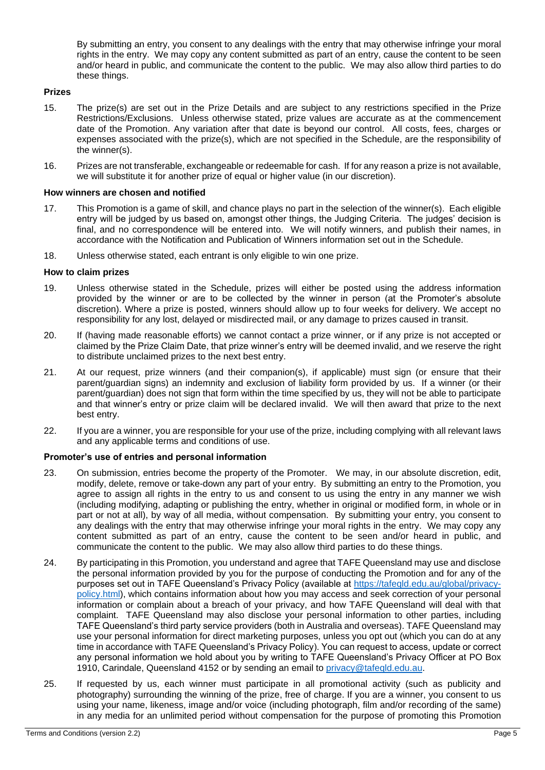By submitting an entry, you consent to any dealings with the entry that may otherwise infringe your moral rights in the entry. We may copy any content submitted as part of an entry, cause the content to be seen and/or heard in public, and communicate the content to the public. We may also allow third parties to do these things.

**Prizes**

15. The prize(s) are set out in the Prize Details and are subject to any restrictions specified in the Prize Restrictions/Exclusions. Unless otherwise stated, prize values are accurate as at the commencement date of the Promotion. Any variation after that date is beyond our control. All costs, fees, charges or expenses associated with the prize(s), which are not specified in the Schedule, are the responsibility of the winner(s).

16. Prizes are not transferable, exchangeable or redeemable for cash. If for any reason a prize is not available, we will substitute it for another prize of equal or higher value (in our discretion).

**How winners are chosen and notified**

17. This Promotion is a game of skill, and chance plays no part in the selection of the winner(s). Each eligible entry will be judged by us based on, amongst other things, the Judging Criteria. The judges' decision is final, and no correspondence will be entered into. We will notify winners, and publish their names, in accordance with the Notification and Publication of Winners information set out in the Schedule.

18. Unless otherwise stated, each entrant is only eligible to win one prize.

**How to claim prizes**

19. Unless otherwise stated in the Schedule, prizes will either be posted using the address information provided by the winner or are to be collected by the winner in person (at the Promoter's absolute discretion). Where a prize is posted, winners should allow up to four weeks for delivery. We accept no responsibility for any lost, delayed or misdirected mail, or any damage to prizes caused in transit.

20. If (having made reasonable efforts) we cannot contact a prize winner, or if any prize is not accepted or claimed by the Prize Claim Date, that prize winner's entry will be deemed invalid, and we reserve the right to distribute unclaimed prizes to the next best entry.

21. At our request, prize winners (and their companion(s), if applicable) must sign (or ensure that their parent/guardian signs) an indemnity and exclusion of liability form provided by us. If a winner (or their parent/guardian) does not sign that form within the time specified by us, they will not be able to participate and that winner's entry or prize claim will be declared invalid. We will then award that prize to the next best entry.

22. If you are a winner, you are responsible for your use of the prize, including complying with all relevant laws and any applicable terms and conditions of use.

**Promoter's use of entries and personal information**

23. On submission, entries become the property of the Promoter. We may, in our absolute discretion, edit, modify, delete, remove or take-down any part of your entry. By submitting an entry to the Promotion, you agree to assign all rights in the entry to us and consent to us using the entry in any manner we wish (including modifying, adapting or publishing the entry, whether in original or modified form, in whole or in part or not at all), by way of all media, without compensation. By submitting your entry, you consent to any dealings with the entry that may otherwise infringe your moral rights in the entry. We may copy any content submitted as part of an entry, cause the content to be seen and/or heard in public, and communicate the content to the public. We may also allow third parties to do these things.

24. By participating in this Promotion, you understand and agree that TAFE Queensland may use and disclose the personal information provided by you for the purpose of conducting the Promotion and for any of the purposes set out in TAFE Queensland's Privacy Policy (available at [https://tafeqld.edu.au/global/privacy-policy.html](https://tafeqld.edu.au/global/privacy-policy.html)), which contains information about how you may access and seek correction of your personal information or complain about a breach of your privacy, and how TAFE Queensland will deal with that complaint. TAFE Queensland may also disclose your personal information to other parties, including TAFE Queensland's third party service providers (both in Australia and overseas). TAFE Queensland may use your personal information for direct marketing purposes, unless you opt out (which you can do at any time in accordance with TAFE Queensland's Privacy Policy). You can request to access, update or correct any personal information we hold about you by writing to TAFE Queensland's Privacy Officer at PO Box 1910, Carindale, Queensland 4152 or by sending an email to [privacy@tafeqld.edu.au](mailto:privacy@tafeqld.edu.au).

25. If requested by us, each winner must participate in all promotional activity (such as publicity and photography) surrounding the winning of the prize, free of charge. If you are a winner, you consent to us using your name, likeness, image and/or voice (including photograph, film and/or recording of the same) in any media for an unlimited period without compensation for the purpose of promoting this Promotion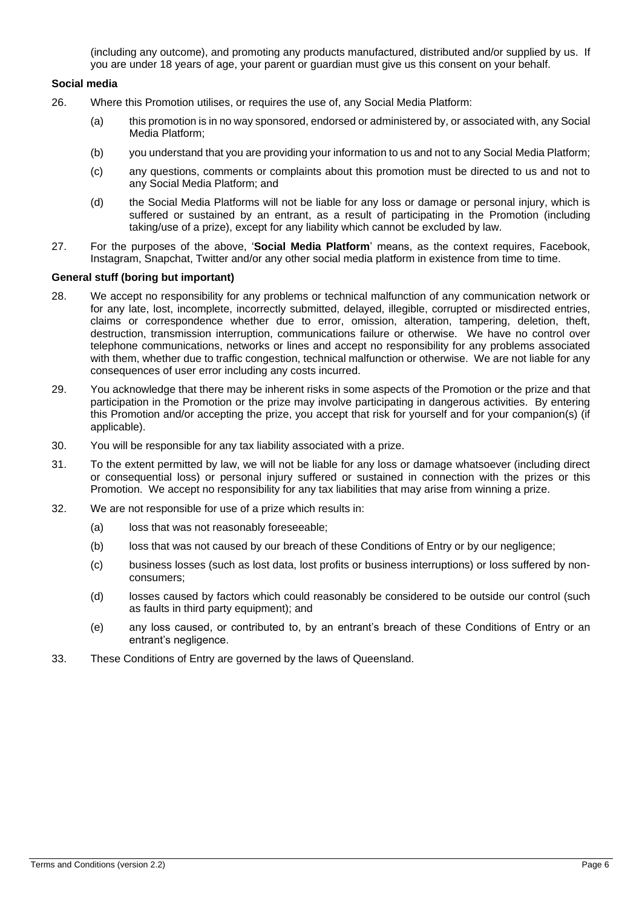(including any outcome), and promoting any products manufactured, distributed and/or supplied by us. If you are under 18 years of age, your parent or guardian must give us this consent on your behalf.

**Social media**

26. Where this Promotion utilises, or requires the use of, any Social Media Platform:

    (a) this promotion is in no way sponsored, endorsed or administered by, or associated with, any Social Media Platform;

    (b) you understand that you are providing your information to us and not to any Social Media Platform;

    (c) any questions, comments or complaints about this promotion must be directed to us and not to any Social Media Platform; and

    (d) the Social Media Platforms will not be liable for any loss or damage or personal injury, which is suffered or sustained by an entrant, as a result of participating in the Promotion (including taking/use of a prize), except for any liability which cannot be excluded by law.

27. For the purposes of the above, '**Social Media Platform**' means, as the context requires, Facebook, Instagram, Snapchat, Twitter and/or any other social media platform in existence from time to time.

**General stuff (boring but important)**

28. We accept no responsibility for any problems or technical malfunction of any communication network or for any late, lost, incomplete, incorrectly submitted, delayed, illegible, corrupted or misdirected entries, claims or correspondence whether due to error, omission, alteration, tampering, deletion, theft, destruction, transmission interruption, communications failure or otherwise. We have no control over telephone communications, networks or lines and accept no responsibility for any problems associated with them, whether due to traffic congestion, technical malfunction or otherwise. We are not liable for any consequences of user error including any costs incurred.

29. You acknowledge that there may be inherent risks in some aspects of the Promotion or the prize and that participation in the Promotion or the prize may involve participating in dangerous activities. By entering this Promotion and/or accepting the prize, you accept that risk for yourself and for your companion(s) (if applicable).

30. You will be responsible for any tax liability associated with a prize.

31. To the extent permitted by law, we will not be liable for any loss or damage whatsoever (including direct or consequential loss) or personal injury suffered or sustained in connection with the prizes or this Promotion. We accept no responsibility for any tax liabilities that may arise from winning a prize.

32. We are not responsible for use of a prize which results in:

    (a) loss that was not reasonably foreseeable;

    (b) loss that was not caused by our breach of these Conditions of Entry or by our negligence;

    (c) business losses (such as lost data, lost profits or business interruptions) or loss suffered by non-consumers;

    (d) losses caused by factors which could reasonably be considered to be outside our control (such as faults in third party equipment); and

    (e) any loss caused, or contributed to, by an entrant's breach of these Conditions of Entry or an entrant's negligence.

33. These Conditions of Entry are governed by the laws of Queensland.